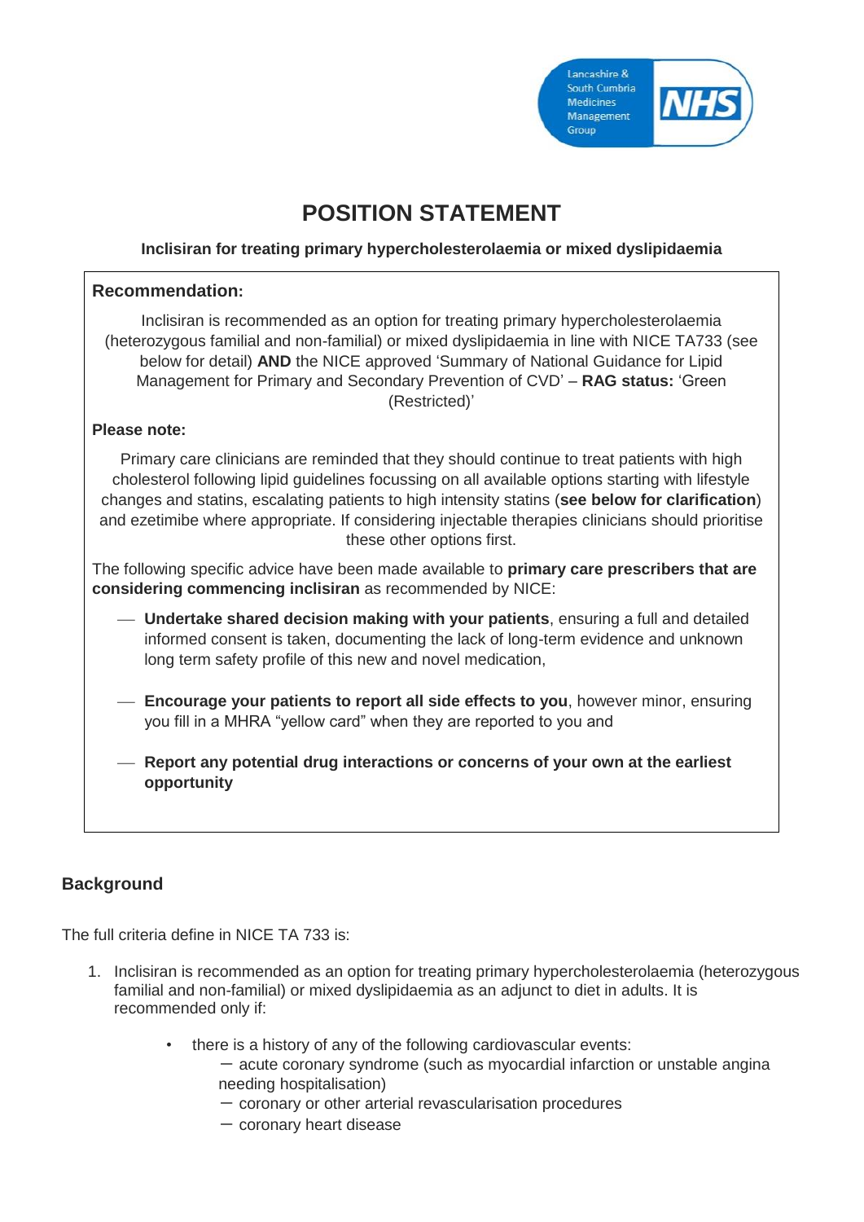# POSITION STATEMENT

**Inclisiran for treating primary hypercholesterolaemia or mixed dyslipidaemia**

**Recommendation:**

Inclisiran is recommended as an option for treating primary hypercholesterolaemia (heterozygous familial and non-familial) or mixed dyslipidaemia in line with NICE TA733 (see below for detail) **AND** the NICE approved 'Summary of National Guidance for Lipid Management for Primary and Secondary Prevention of CVD' – **RAG status:** 'Green (Restricted)'

**Please note:**

Primary care clinicians are reminded that they should continue to treat patients with high cholesterol following lipid guidelines focussing on all available options starting with lifestyle changes and statins, escalating patients to high intensity statins (**see below for clarification**) and ezetimibe where appropriate. If considering injectable therapies clinicians should prioritise these other options first.

The following specific advice have been made available to **primary care prescribers that are considering commencing inclisiran** as recommended by NICE:

- **Undertake shared decision making with your patients**, ensuring a full and detailed informed consent is taken, documenting the lack of long-term evidence and unknown long term safety profile of this new and novel medication,
- **Encourage your patients to report all side effects to you**, however minor, ensuring you fill in a MHRA "yellow card" when they are reported to you and
- **Report any potential drug interactions or concerns of your own at the earliest opportunity**

## Background

The full criteria define in NICE TA 733 is:

1. Inclisiran is recommended as an option for treating primary hypercholesterolaemia (heterozygous familial and non-familial) or mixed dyslipidaemia as an adjunct to diet in adults. It is recommended only if:
    - there is a history of any of the following cardiovascular events:
        - acute coronary syndrome (such as myocardial infarction or unstable angina needing hospitalisation)
        - coronary or other arterial revascularisation procedures
        - coronary heart disease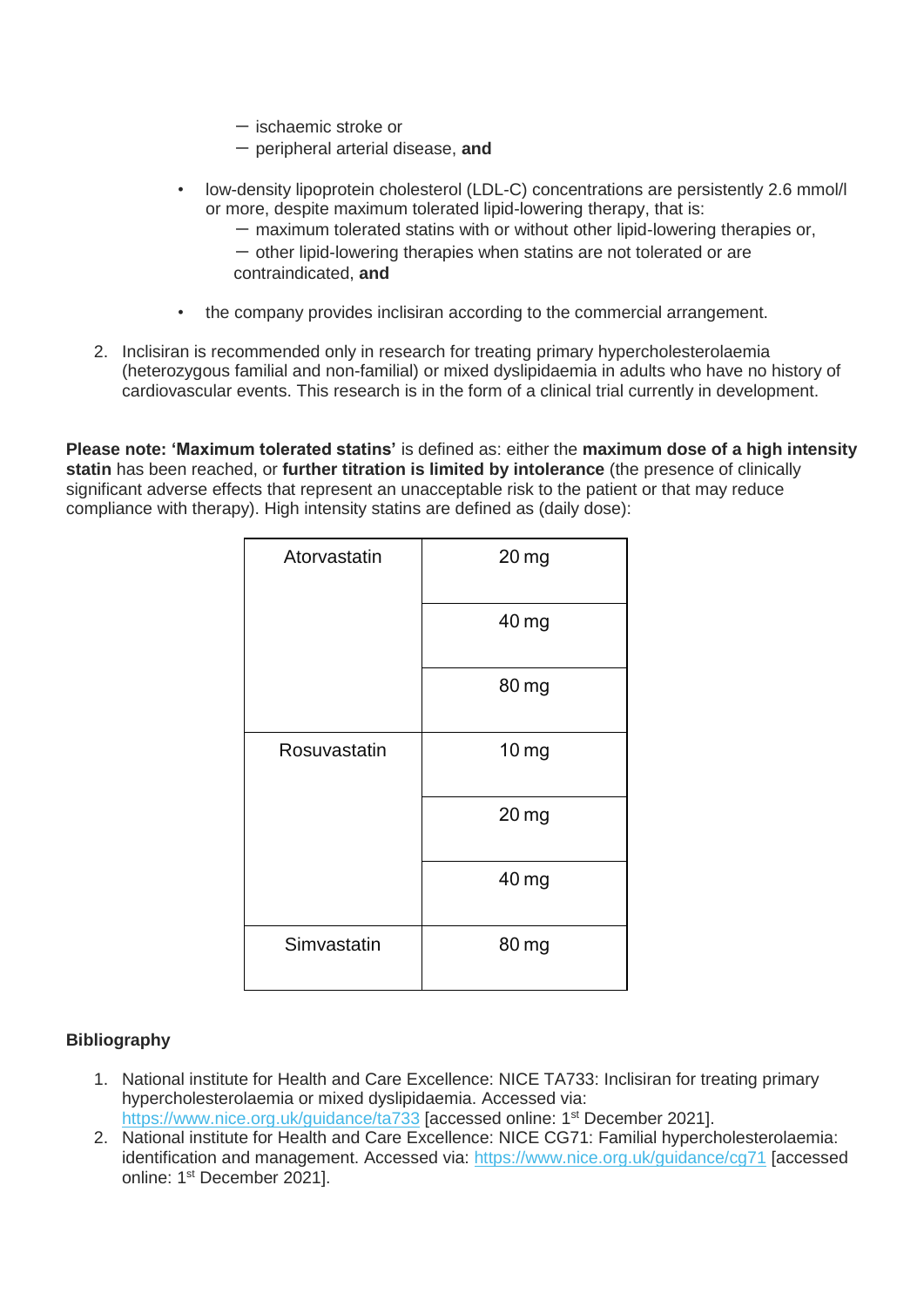- ischaemic stroke or
  - peripheral arterial disease, **and**

- low-density lipoprotein cholesterol (LDL-C) concentrations are persistently 2.6 mmol/l or more, despite maximum tolerated lipid-lowering therapy, that is:
  - maximum tolerated statins with or without other lipid-lowering therapies or,
  - other lipid-lowering therapies when statins are not tolerated or are contraindicated, **and**

- the company provides inclisiran according to the commercial arrangement.

2. Inclisiran is recommended only in research for treating primary hypercholesterolaemia (heterozygous familial and non-familial) or mixed dyslipidaemia in adults who have no history of cardiovascular events. This research is in the form of a clinical trial currently in development.

**Please note: 'Maximum tolerated statins'** is defined as: either the **maximum dose of a high intensity statin** has been reached, or **further titration is limited by intolerance** (the presence of clinically significant adverse effects that represent an unacceptable risk to the patient or that may reduce compliance with therapy). High intensity statins are defined as (daily dose):

| Atorvastatin | 20 mg |
|---|---|
| | 40 mg |
| | 80 mg |
| Rosuvastatin | 10 mg |
| | 20 mg |
| | 40 mg |
| Simvastatin | 80 mg |

**Bibliography**

1. National institute for Health and Care Excellence: NICE TA733: Inclisiran for treating primary hypercholesterolaemia or mixed dyslipidaemia. Accessed via: https://www.nice.org.uk/guidance/ta733 [accessed online: 1st December 2021].
2. National institute for Health and Care Excellence: NICE CG71: Familial hypercholesterolaemia: identification and management. Accessed via: https://www.nice.org.uk/guidance/cg71 [accessed online: 1st December 2021].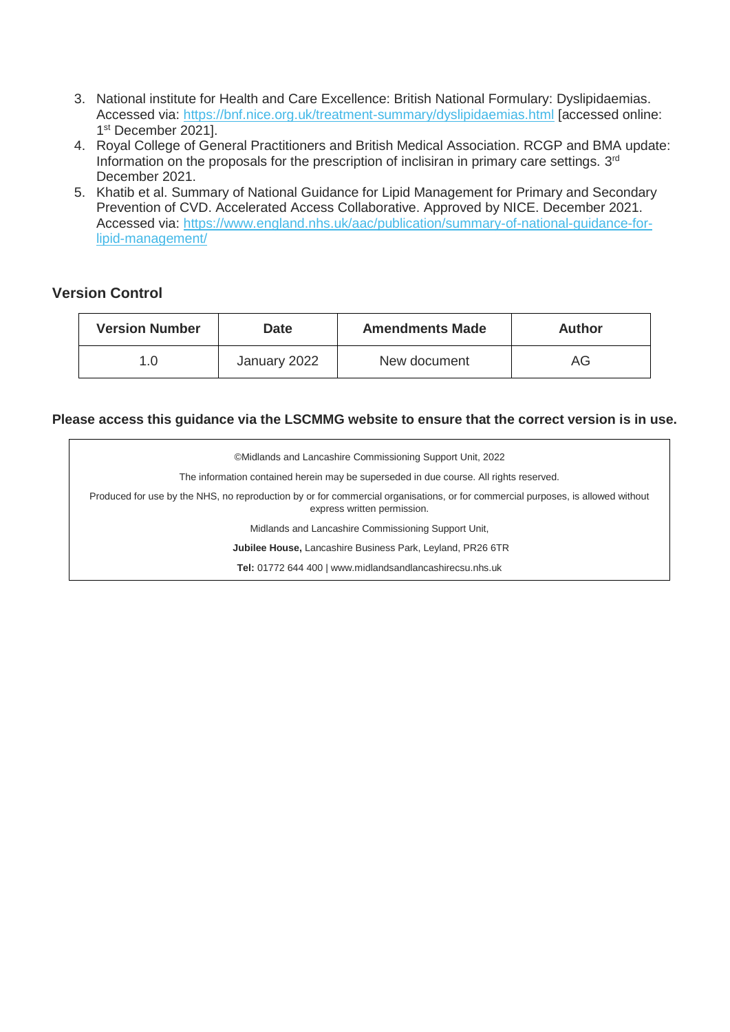3. National institute for Health and Care Excellence: British National Formulary: Dyslipidaemias. Accessed via: https://bnf.nice.org.uk/treatment-summary/dyslipidaemias.html [accessed online: 1st December 2021].
4. Royal College of General Practitioners and British Medical Association. RCGP and BMA update: Information on the proposals for the prescription of inclisiran in primary care settings. 3rd December 2021.
5. Khatib et al. Summary of National Guidance for Lipid Management for Primary and Secondary Prevention of CVD. Accelerated Access Collaborative. Approved by NICE. December 2021. Accessed via: https://www.england.nhs.uk/aac/publication/summary-of-national-guidance-for-lipid-management/

## Version Control

| Version Number | Date | Amendments Made | Author |
|---|---|---|---|
| 1.0 | January 2022 | New document | AG |

**Please access this guidance via the LSCMMG website to ensure that the correct version is in use.**

©Midlands and Lancashire Commissioning Support Unit, 2022

The information contained herein may be superseded in due course. All rights reserved.

Produced for use by the NHS, no reproduction by or for commercial organisations, or for commercial purposes, is allowed without express written permission.

Midlands and Lancashire Commissioning Support Unit,

**Jubilee House,** Lancashire Business Park, Leyland, PR26 6TR

**Tel:** 01772 644 400 | www.midlandsandlancashirecsu.nhs.uk